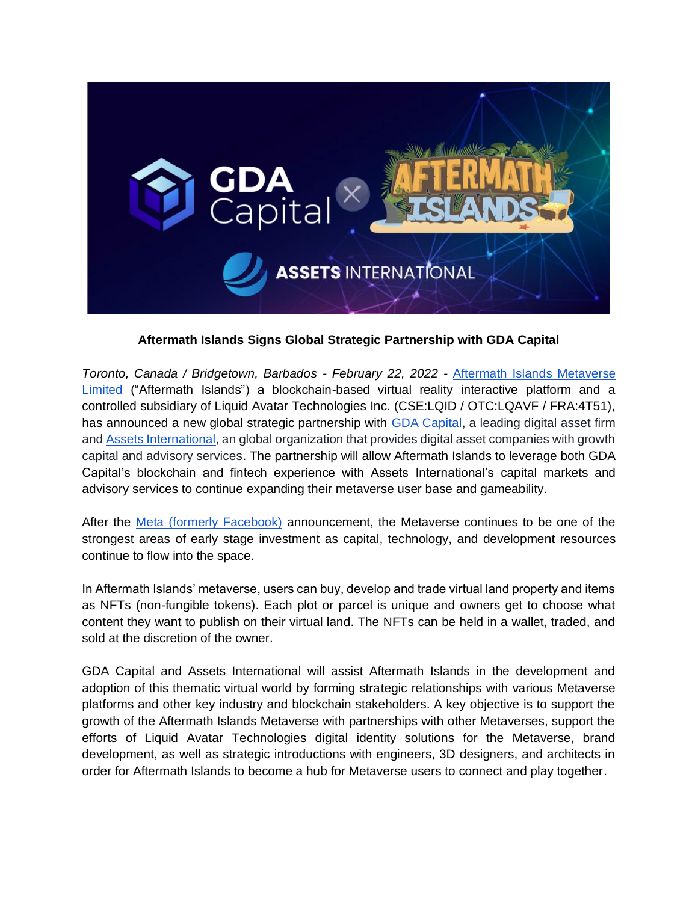**Aftermath Islands Signs Global Strategic Partnership with GDA Capital**

*Toronto, Canada / Bridgetown, Barbados - February 22, 2022* - [Aftermath Islands Metaverse Limited](#) ("Aftermath Islands") a blockchain-based virtual reality interactive platform and a controlled subsidiary of Liquid Avatar Technologies Inc. (CSE:LQID / OTC:LQAVF / FRA:4T51), has announced a new global strategic partnership with [GDA Capital](#), a leading digital asset firm and [Assets International](#), an global organization that provides digital asset companies with growth capital and advisory services. The partnership will allow Aftermath Islands to leverage both GDA Capital's blockchain and fintech experience with Assets International's capital markets and advisory services to continue expanding their metaverse user base and gameability.

After the [Meta (formerly Facebook)](#) announcement, the Metaverse continues to be one of the strongest areas of early stage investment as capital, technology, and development resources continue to flow into the space.

In Aftermath Islands' metaverse, users can buy, develop and trade virtual land property and items as NFTs (non-fungible tokens). Each plot or parcel is unique and owners get to choose what content they want to publish on their virtual land. The NFTs can be held in a wallet, traded, and sold at the discretion of the owner.

GDA Capital and Assets International will assist Aftermath Islands in the development and adoption of this thematic virtual world by forming strategic relationships with various Metaverse platforms and other key industry and blockchain stakeholders. A key objective is to support the growth of the Aftermath Islands Metaverse with partnerships with other Metaverses, support the efforts of Liquid Avatar Technologies digital identity solutions for the Metaverse, brand development, as well as strategic introductions with engineers, 3D designers, and architects in order for Aftermath Islands to become a hub for Metaverse users to connect and play together.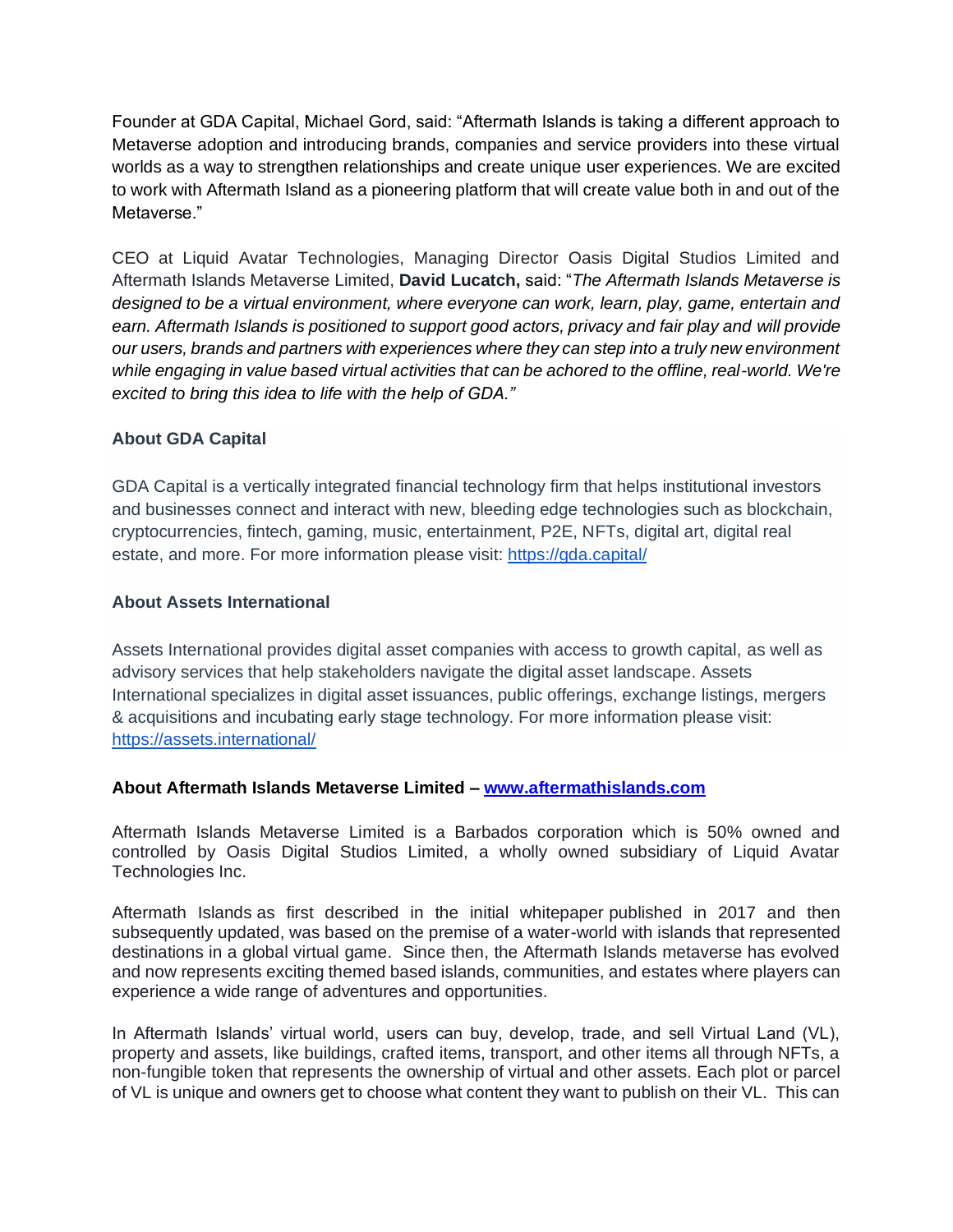Founder at GDA Capital, Michael Gord, said: "Aftermath Islands is taking a different approach to Metaverse adoption and introducing brands, companies and service providers into these virtual worlds as a way to strengthen relationships and create unique user experiences. We are excited to work with Aftermath Island as a pioneering platform that will create value both in and out of the Metaverse."

CEO at Liquid Avatar Technologies, Managing Director Oasis Digital Studios Limited and Aftermath Islands Metaverse Limited, **David Lucatch,** said: "*The Aftermath Islands Metaverse is designed to be a virtual environment, where everyone can work, learn, play, game, entertain and earn. Aftermath Islands is positioned to support good actors, privacy and fair play and will provide our users, brands and partners with experiences where they can step into a truly new environment while engaging in value based virtual activities that can be achored to the offline, real-world. We're excited to bring this idea to life with the help of GDA.*"

**About GDA Capital**

GDA Capital is a vertically integrated financial technology firm that helps institutional investors and businesses connect and interact with new, bleeding edge technologies such as blockchain, cryptocurrencies, fintech, gaming, music, entertainment, P2E, NFTs, digital art, digital real estate, and more. For more information please visit: https://gda.capital/

**About Assets International**

Assets International provides digital asset companies with access to growth capital, as well as advisory services that help stakeholders navigate the digital asset landscape. Assets International specializes in digital asset issuances, public offerings, exchange listings, mergers & acquisitions and incubating early stage technology. For more information please visit: https://assets.international/

**About Aftermath Islands Metaverse Limited – www.aftermathislands.com**

Aftermath Islands Metaverse Limited is a Barbados corporation which is 50% owned and controlled by Oasis Digital Studios Limited, a wholly owned subsidiary of Liquid Avatar Technologies Inc.

Aftermath Islands as first described in the initial whitepaper published in 2017 and then subsequently updated, was based on the premise of a water-world with islands that represented destinations in a global virtual game. Since then, the Aftermath Islands metaverse has evolved and now represents exciting themed based islands, communities, and estates where players can experience a wide range of adventures and opportunities.

In Aftermath Islands' virtual world, users can buy, develop, trade, and sell Virtual Land (VL), property and assets, like buildings, crafted items, transport, and other items all through NFTs, a non-fungible token that represents the ownership of virtual and other assets. Each plot or parcel of VL is unique and owners get to choose what content they want to publish on their VL. This can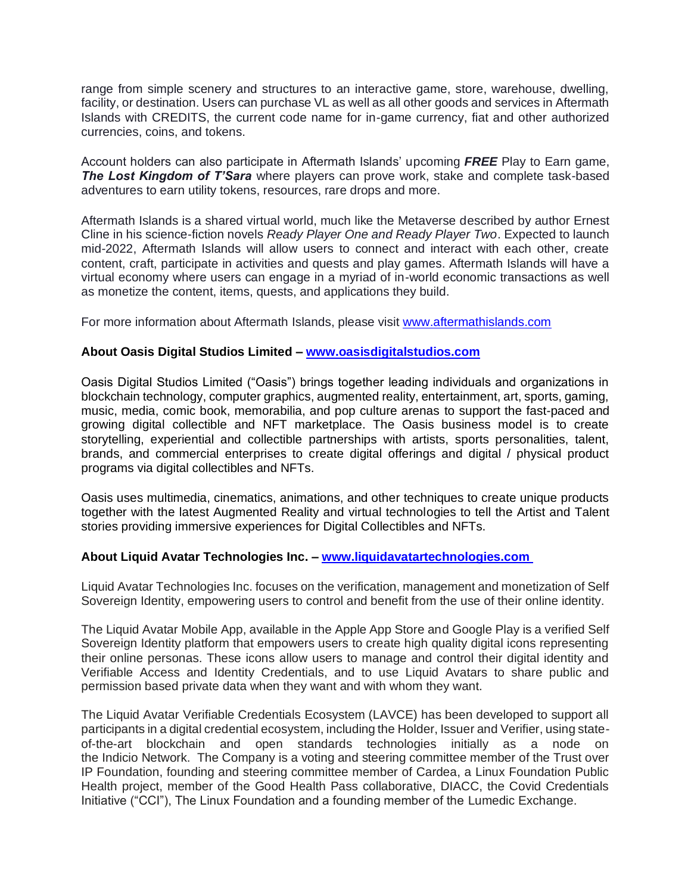range from simple scenery and structures to an interactive game, store, warehouse, dwelling, facility, or destination. Users can purchase VL as well as all other goods and services in Aftermath Islands with CREDITS, the current code name for in-game currency, fiat and other authorized currencies, coins, and tokens.

Account holders can also participate in Aftermath Islands' upcoming ***FREE*** Play to Earn game, ***The Lost Kingdom of T'Sara*** where players can prove work, stake and complete task-based adventures to earn utility tokens, resources, rare drops and more.

Aftermath Islands is a shared virtual world, much like the Metaverse described by author Ernest Cline in his science-fiction novels *Ready Player One and Ready Player Two*. Expected to launch mid-2022, Aftermath Islands will allow users to connect and interact with each other, create content, craft, participate in activities and quests and play games. Aftermath Islands will have a virtual economy where users can engage in a myriad of in-world economic transactions as well as monetize the content, items, quests, and applications they build.

For more information about Aftermath Islands, please visit [www.aftermathislands.com](www.aftermathislands.com)

**About Oasis Digital Studios Limited – [www.oasisdigitalstudios.com](www.oasisdigitalstudios.com)**

Oasis Digital Studios Limited ("Oasis") brings together leading individuals and organizations in blockchain technology, computer graphics, augmented reality, entertainment, art, sports, gaming, music, media, comic book, memorabilia, and pop culture arenas to support the fast-paced and growing digital collectible and NFT marketplace. The Oasis business model is to create storytelling, experiential and collectible partnerships with artists, sports personalities, talent, brands, and commercial enterprises to create digital offerings and digital / physical product programs via digital collectibles and NFTs.

Oasis uses multimedia, cinematics, animations, and other techniques to create unique products together with the latest Augmented Reality and virtual technologies to tell the Artist and Talent stories providing immersive experiences for Digital Collectibles and NFTs.

**About Liquid Avatar Technologies Inc. – [www.liquidavatartechnologies.com](www.liquidavatartechnologies.com)**

Liquid Avatar Technologies Inc. focuses on the verification, management and monetization of Self Sovereign Identity, empowering users to control and benefit from the use of their online identity.

The Liquid Avatar Mobile App, available in the Apple App Store and Google Play is a verified Self Sovereign Identity platform that empowers users to create high quality digital icons representing their online personas. These icons allow users to manage and control their digital identity and Verifiable Access and Identity Credentials, and to use Liquid Avatars to share public and permission based private data when they want and with whom they want.

The Liquid Avatar Verifiable Credentials Ecosystem (LAVCE) has been developed to support all participants in a digital credential ecosystem, including the Holder, Issuer and Verifier, using state-of-the-art blockchain and open standards technologies initially as a node on the Indicio Network. The Company is a voting and steering committee member of the Trust over IP Foundation, founding and steering committee member of Cardea, a Linux Foundation Public Health project, member of the Good Health Pass collaborative, DIACC, the Covid Credentials Initiative ("CCI"), The Linux Foundation and a founding member of the Lumedic Exchange.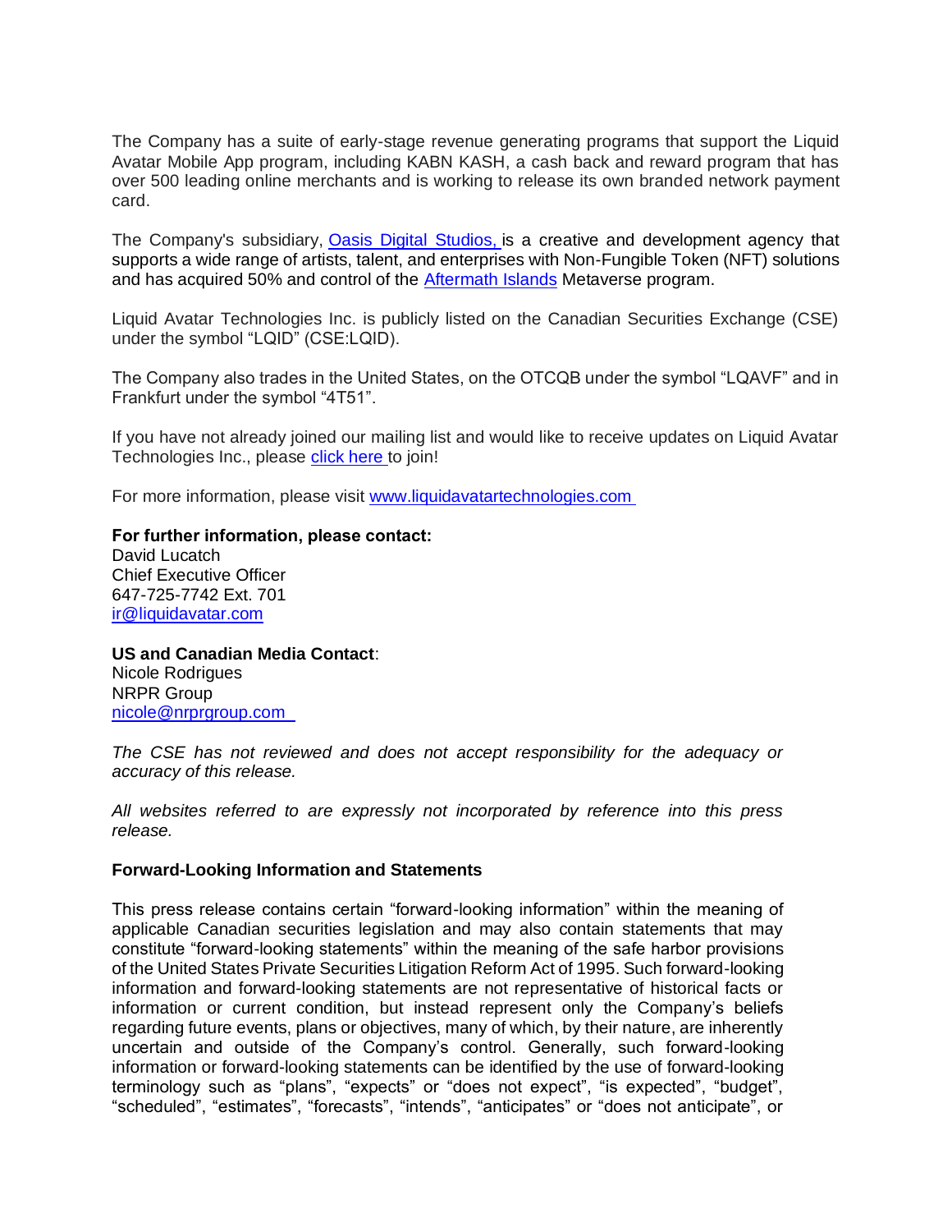The Company has a suite of early-stage revenue generating programs that support the Liquid Avatar Mobile App program, including KABN KASH, a cash back and reward program that has over 500 leading online merchants and is working to release its own branded network payment card.

The Company's subsidiary, [Oasis Digital Studios,](#) is a creative and development agency that supports a wide range of artists, talent, and enterprises with Non-Fungible Token (NFT) solutions and has acquired 50% and control of the [Aftermath Islands](#) Metaverse program.

Liquid Avatar Technologies Inc. is publicly listed on the Canadian Securities Exchange (CSE) under the symbol "LQID" (CSE:LQID).

The Company also trades in the United States, on the OTCQB under the symbol "LQAVF" and in Frankfurt under the symbol "4T51".

If you have not already joined our mailing list and would like to receive updates on Liquid Avatar Technologies Inc., please [click here](#) to join!

For more information, please visit [www.liquidavatartechnologies.com](http://www.liquidavatartechnologies.com)

**For further information, please contact:**
David Lucatch
Chief Executive Officer
647-725-7742 Ext. 701
[ir@liquidavatar.com](mailto:ir@liquidavatar.com)

**US and Canadian Media Contact**:
Nicole Rodrigues
NRPR Group
[nicole@nrprgroup.com](mailto:nicole@nrprgroup.com)

*The CSE has not reviewed and does not accept responsibility for the adequacy or accuracy of this release.*

*All websites referred to are expressly not incorporated by reference into this press release.*

**Forward-Looking Information and Statements**

This press release contains certain "forward-looking information" within the meaning of applicable Canadian securities legislation and may also contain statements that may constitute "forward-looking statements" within the meaning of the safe harbor provisions of the United States Private Securities Litigation Reform Act of 1995. Such forward-looking information and forward-looking statements are not representative of historical facts or information or current condition, but instead represent only the Company's beliefs regarding future events, plans or objectives, many of which, by their nature, are inherently uncertain and outside of the Company's control. Generally, such forward-looking information or forward-looking statements can be identified by the use of forward-looking terminology such as "plans", "expects" or "does not expect", "is expected", "budget", "scheduled", "estimates", "forecasts", "intends", "anticipates" or "does not anticipate", or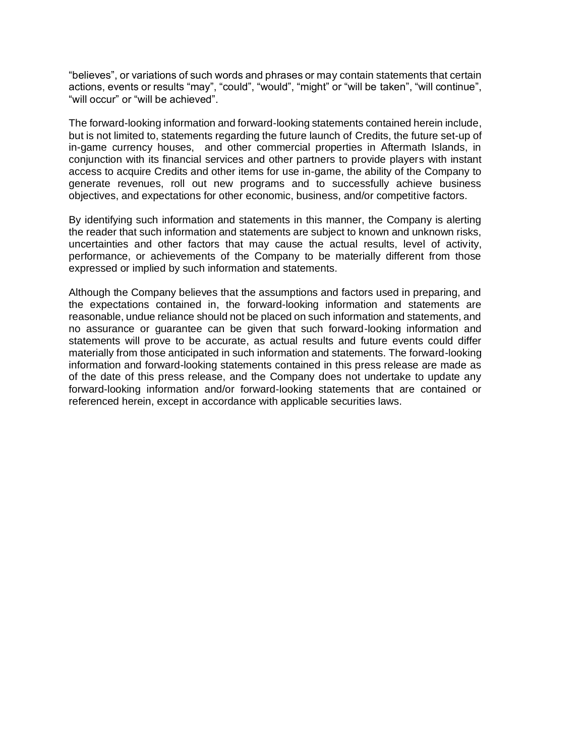“believes”, or variations of such words and phrases or may contain statements that certain actions, events or results “may”, “could”, “would”, “might” or “will be taken”, “will continue”, “will occur” or “will be achieved”.

The forward-looking information and forward-looking statements contained herein include, but is not limited to, statements regarding the future launch of Credits, the future set-up of in-game currency houses, and other commercial properties in Aftermath Islands, in conjunction with its financial services and other partners to provide players with instant access to acquire Credits and other items for use in-game, the ability of the Company to generate revenues, roll out new programs and to successfully achieve business objectives, and expectations for other economic, business, and/or competitive factors.

By identifying such information and statements in this manner, the Company is alerting the reader that such information and statements are subject to known and unknown risks, uncertainties and other factors that may cause the actual results, level of activity, performance, or achievements of the Company to be materially different from those expressed or implied by such information and statements.

Although the Company believes that the assumptions and factors used in preparing, and the expectations contained in, the forward-looking information and statements are reasonable, undue reliance should not be placed on such information and statements, and no assurance or guarantee can be given that such forward-looking information and statements will prove to be accurate, as actual results and future events could differ materially from those anticipated in such information and statements. The forward-looking information and forward-looking statements contained in this press release are made as of the date of this press release, and the Company does not undertake to update any forward-looking information and/or forward-looking statements that are contained or referenced herein, except in accordance with applicable securities laws.